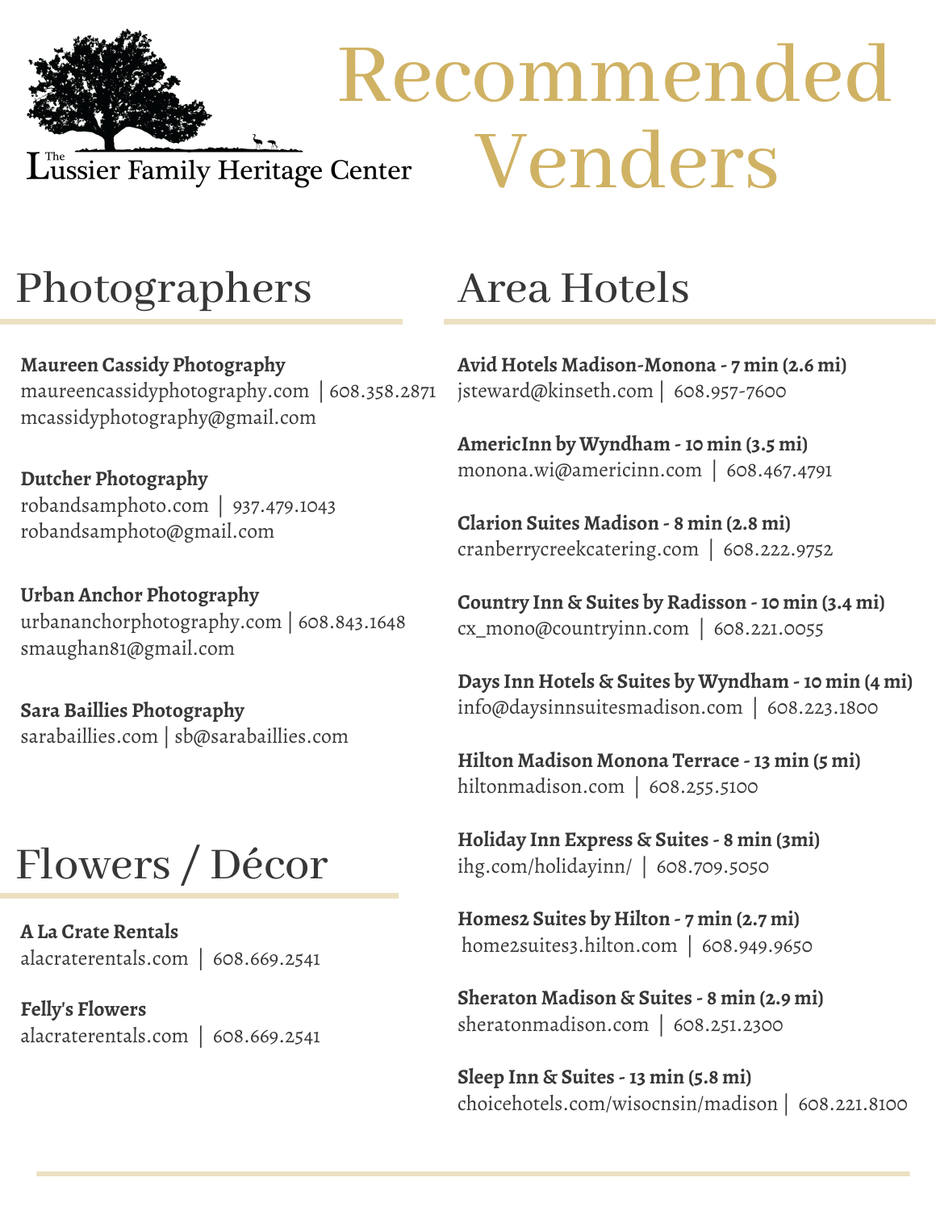The Lussier Family Heritage Center

# Recommended Venders

## Photographers

**Maureen Cassidy Photography**
maureencassidyphotography.com | 608.358.2871
mcassidyphotography@gmail.com

**Dutcher Photography**
robandsamphoto.com | 937.479.1043
robandsamphoto@gmail.com

**Urban Anchor Photography**
urbananchorphotography.com | 608.843.1648
smaughan81@gmail.com

**Sara Baillies Photography**
sarabaillies.com | sb@sarabaillies.com

## Flowers / Décor

**A La Crate Rentals**
alacraterentals.com | 608.669.2541

**Felly's Flowers**
alacraterentals.com | 608.669.2541

## Area Hotels

**Avid Hotels Madison-Monona - 7 min (2.6 mi)**
jsteward@kinseth.com | 608.957-7600

**AmericInn by Wyndham - 10 min (3.5 mi)**
monona.wi@americinn.com | 608.467.4791

**Clarion Suites Madison - 8 min (2.8 mi)**
cranberrycreekcatering.com | 608.222.9752

**Country Inn & Suites by Radisson - 10 min (3.4 mi)**
cx_mono@countryinn.com | 608.221.0055

**Days Inn Hotels & Suites by Wyndham - 10 min (4 mi)**
info@daysinnsuitesmadison.com | 608.223.1800

**Hilton Madison Monona Terrace - 13 min (5 mi)**
hiltonmadison.com | 608.255.5100

**Holiday Inn Express & Suites - 8 min (3mi)**
ihg.com/holidayinn/ | 608.709.5050

**Homes2 Suites by Hilton - 7 min (2.7 mi)**
home2suites3.hilton.com | 608.949.9650

**Sheraton Madison & Suites - 8 min (2.9 mi)**
sheratonmadison.com | 608.251.2300

**Sleep Inn & Suites - 13 min (5.8 mi)**
choicehotels.com/wisocnsin/madison | 608.221.8100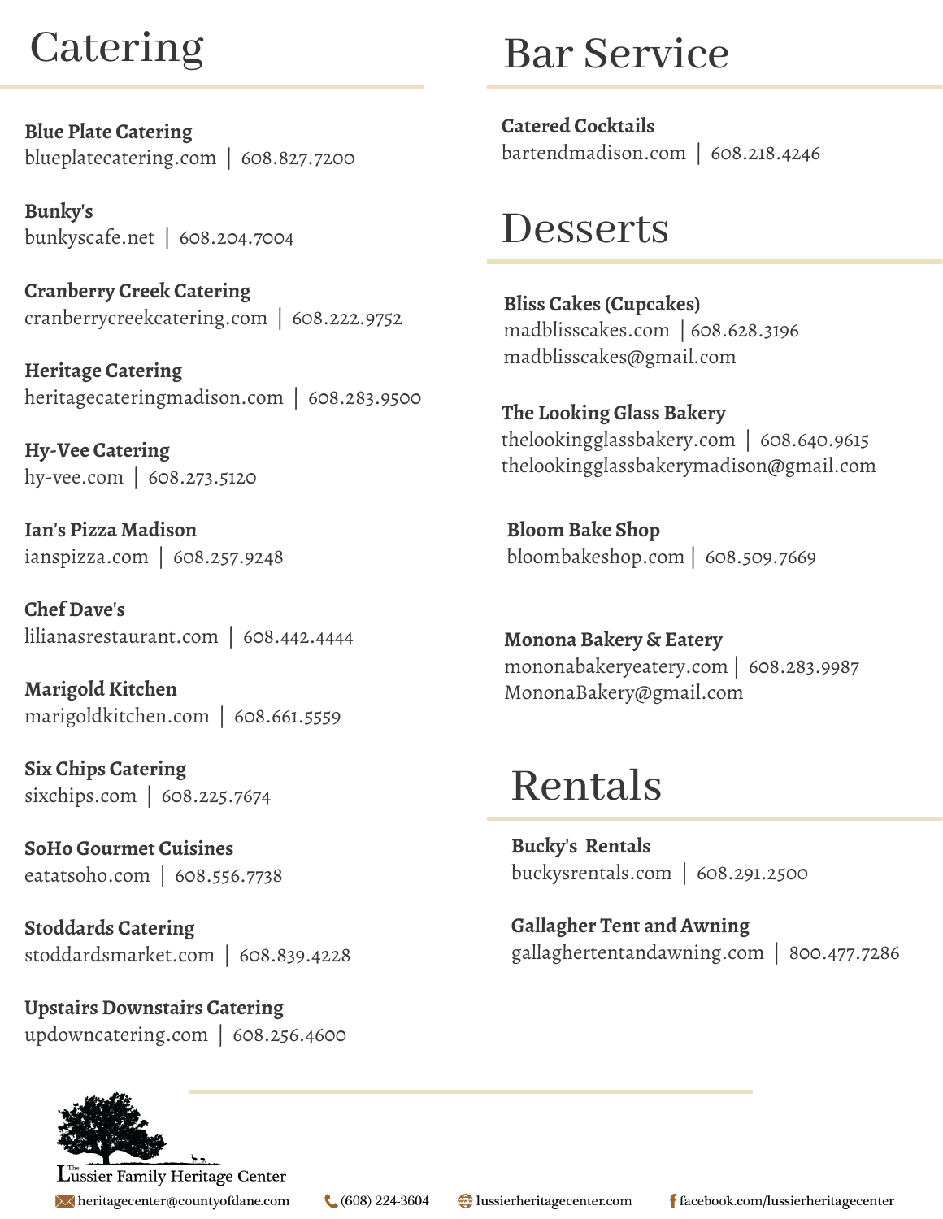# Catering

**Blue Plate Catering**
blueplatecatering.com | 608.827.7200

**Bunky's**
bunkyscafe.net | 608.204.7004

**Cranberry Creek Catering**
cranberrycreekcatering.com | 608.222.9752

**Heritage Catering**
heritagecateringmadison.com | 608.283.9500

**Hy-Vee Catering**
hy-vee.com | 608.273.5120

**Ian's Pizza Madison**
ianspizza.com | 608.257.9248

**Chef Dave's**
lilianasrestaurant.com | 608.442.4444

**Marigold Kitchen**
marigoldkitchen.com | 608.661.5559

**Six Chips Catering**
sixchips.com | 608.225.7674

**SoHo Gourmet Cuisines**
eatatsoho.com | 608.556.7738

**Stoddards Catering**
stoddardsmarket.com | 608.839.4228

**Upstairs Downstairs Catering**
updowncatering.com | 608.256.4600

# Bar Service

**Catered Cocktails**
bartendmadison.com | 608.218.4246

# Desserts

**Bliss Cakes (Cupcakes)**
madblisscakes.com | 608.628.3196
madblisscakes@gmail.com

**The Looking Glass Bakery**
thelookingglassbakery.com | 608.640.9615
thelookingglassbakerymadison@gmail.com

**Bloom Bake Shop**
bloombakeshop.com | 608.509.7669

**Monona Bakery & Eatery**
mononabakeryeatery.com | 608.283.9987
MononaBakery@gmail.com

# Rentals

**Bucky's Rentals**
buckysrentals.com | 608.291.2500

**Gallagher Tent and Awning**
gallaghertentandawning.com | 800.477.7286

The Lussier Family Heritage Center

heritagecenter@countyofdane.com | (608) 224-3604 | lussierheritagecenter.com | facebook.com/lussierheritagecenter